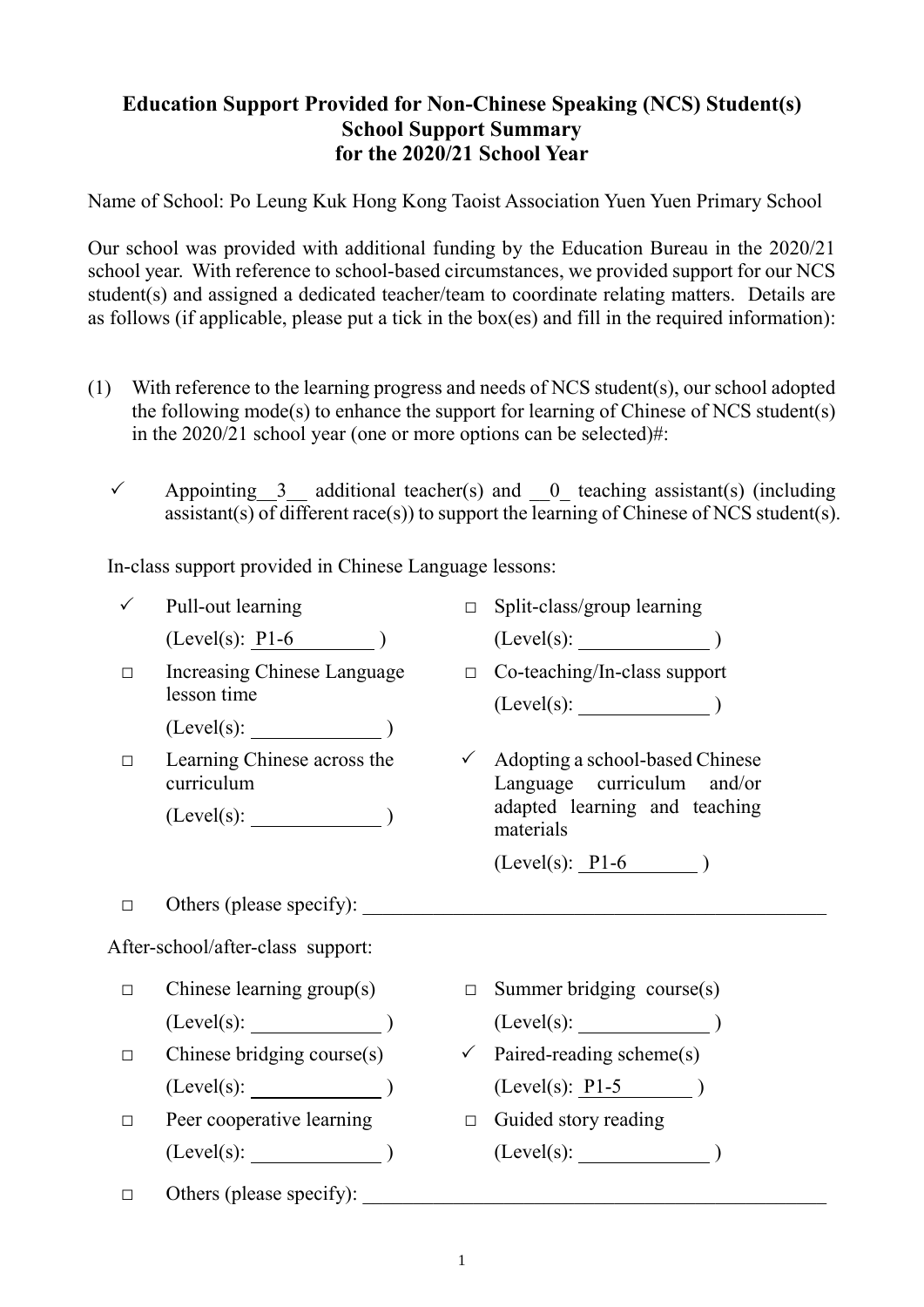# Education Support Provided for Non-Chinese Speaking (NCS) Student(s)
## School Support Summary
## for the 2020/21 School Year

Name of School: Po Leung Kuk Hong Kong Taoist Association Yuen Yuen Primary School

Our school was provided with additional funding by the Education Bureau in the 2020/21 school year. With reference to school-based circumstances, we provided support for our NCS student(s) and assigned a dedicated teacher/team to coordinate relating matters. Details are as follows (if applicable, please put a tick in the box(es) and fill in the required information):

(1) With reference to the learning progress and needs of NCS student(s), our school adopted the following mode(s) to enhance the support for learning of Chinese of NCS student(s) in the 2020/21 school year (one or more options can be selected)#:

✓ Appointing \_\_3\_\_ additional teacher(s) and \_\_0\_ teaching assistant(s) (including assistant(s) of different race(s)) to support the learning of Chinese of NCS student(s).

In-class support provided in Chinese Language lessons:

- ✓ Pull-out learning (Level(s): P1-6 )
- □ Split-class/group learning (Level(s): \_\_\_\_\_\_\_\_ )
- □ Increasing Chinese Language lesson time (Level(s): \_\_\_\_\_\_\_\_ )
- □ Co-teaching/In-class support (Level(s): \_\_\_\_\_\_\_\_ )
- □ Learning Chinese across the curriculum (Level(s): \_\_\_\_\_\_\_\_ )
- ✓ Adopting a school-based Chinese Language curriculum and/or adapted learning and teaching materials (Level(s): P1-6 )
- □ Others (please specify): \_\_\_\_\_\_\_\_\_\_\_\_\_\_\_\_

After-school/after-class support:

- □ Chinese learning group(s) (Level(s): \_\_\_\_\_\_\_\_ )
- □ Summer bridging course(s) (Level(s): \_\_\_\_\_\_\_\_ )
- □ Chinese bridging course(s) (Level(s): \_\_\_\_\_\_\_\_ )
- ✓ Paired-reading scheme(s) (Level(s): P1-5 )
- □ Peer cooperative learning (Level(s): \_\_\_\_\_\_\_\_ )
- □ Guided story reading (Level(s): \_\_\_\_\_\_\_\_ )
- □ Others (please specify): \_\_\_\_\_\_\_\_\_\_\_\_\_\_\_\_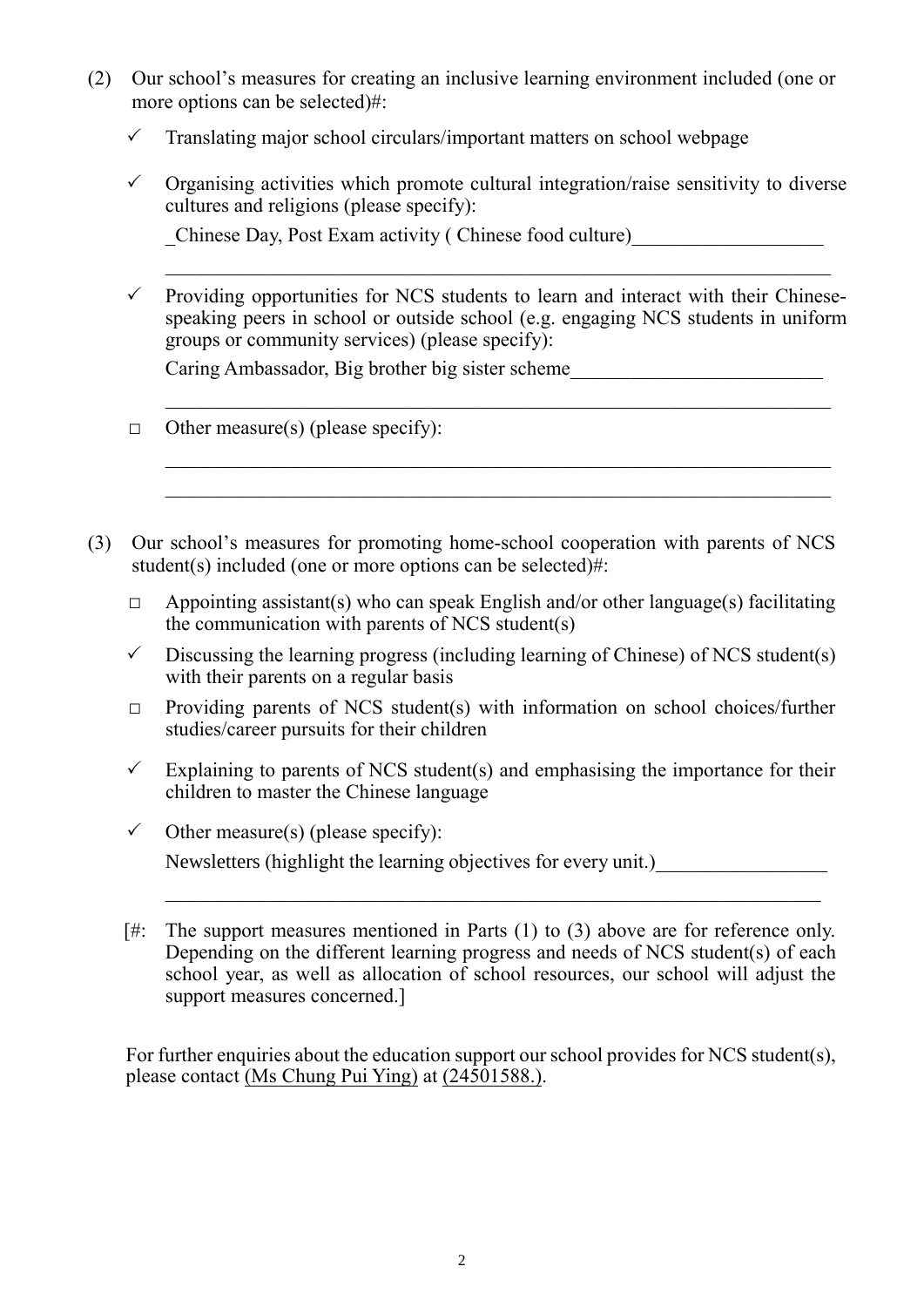(2) Our school's measures for creating an inclusive learning environment included (one or more options can be selected)#:

- ✓ Translating major school circulars/important matters on school webpage
- ✓ Organising activities which promote cultural integration/raise sensitivity to diverse cultures and religions (please specify):
  _Chinese Day, Post Exam activity ( Chinese food culture)___________________
  ______________________________________________________________________
- ✓ Providing opportunities for NCS students to learn and interact with their Chinese-speaking peers in school or outside school (e.g. engaging NCS students in uniform groups or community services) (please specify):
  Caring Ambassador, Big brother big sister scheme_________________________
  ______________________________________________________________________
- □ Other measure(s) (please specify):
  ______________________________________________________________________
  ______________________________________________________________________

(3) Our school's measures for promoting home-school cooperation with parents of NCS student(s) included (one or more options can be selected)#:

- □ Appointing assistant(s) who can speak English and/or other language(s) facilitating the communication with parents of NCS student(s)
- ✓ Discussing the learning progress (including learning of Chinese) of NCS student(s) with their parents on a regular basis
- □ Providing parents of NCS student(s) with information on school choices/further studies/career pursuits for their children
- ✓ Explaining to parents of NCS student(s) and emphasising the importance for their children to master the Chinese language
- ✓ Other measure(s) (please specify):
  Newsletters (highlight the learning objectives for every unit.)_________________
  ______________________________________________________________________

[#: The support measures mentioned in Parts (1) to (3) above are for reference only. Depending on the different learning progress and needs of NCS student(s) of each school year, as well as allocation of school resources, our school will adjust the support measures concerned.]

For further enquiries about the education support our school provides for NCS student(s), please contact (Ms Chung Pui Ying) at (24501588.).